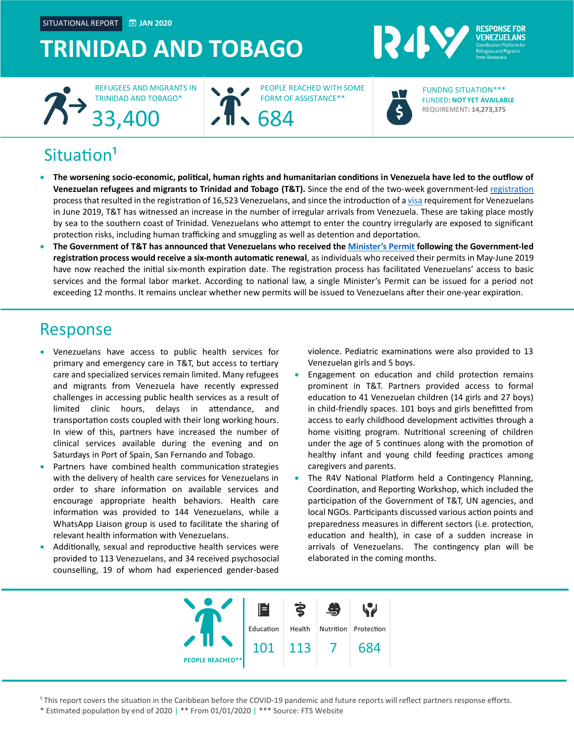SITUATIONAL REPORT | JAN 2020

# TRINIDAD AND TOBAGO

RESPONSE FOR VENEZUELANS
Coordination Platform for Refugees and Migrants from Venezuela

REFUGEES AND MIGRANTS IN TRINIDAD AND TOBAGO*
**33,400**

PEOPLE REACHED WITH SOME FORM OF ASSISTANCE**
**684**

FUNDNG SITUATION***
FUNDED: **NOT YET AVAILABLE**
REQUIREMENT: **14,273,375**

## Situation[1]

- **The worsening socio-economic, political, human rights and humanitarian conditions in Venezuela have led to the outflow of Venezuelan refugees and migrants to Trinidad and Tobago (T&T).** Since the end of the two-week government-led registration process that resulted in the registration of 16,523 Venezuelans, and since the introduction of a visa requirement for Venezuelans in June 2019, T&T has witnessed an increase in the number of irregular arrivals from Venezuela. These are taking place mostly by sea to the southern coast of Trinidad. Venezuelans who attempt to enter the country irregularly are exposed to significant protection risks, including human trafficking and smuggling as well as detention and deportation.
- **The Government of T&T has announced that Venezuelans who received the Minister's Permit following the Government-led registration process would receive a six-month automatic renewal**, as individuals who received their permits in May-June 2019 have now reached the initial six-month expiration date. The registration process has facilitated Venezuelans' access to basic services and the formal labor market. According to national law, a single Minister's Permit can be issued for a period not exceeding 12 months. It remains unclear whether new permits will be issued to Venezuelans after their one-year expiration.

## Response

- Venezuelans have access to public health services for primary and emergency care in T&T, but access to tertiary care and specialized services remain limited. Many refugees and migrants from Venezuela have recently expressed challenges in accessing public health services as a result of limited clinic hours, delays in attendance, and transportation costs coupled with their long working hours. In view of this, partners have increased the number of clinical services available during the evening and on Saturdays in Port of Spain, San Fernando and Tobago.
- Partners have combined health communication strategies with the delivery of health care services for Venezuelans in order to share information on available services and encourage appropriate health behaviors. Health care information was provided to 144 Venezuelans, while a WhatsApp Liaison group is used to facilitate the sharing of relevant health information with Venezuelans.
- Additionally, sexual and reproductive health services were provided to 113 Venezuelans, and 34 received psychosocial counselling, 19 of whom had experienced gender-based violence. Pediatric examinations were also provided to 13 Venezuelan girls and 5 boys.
- Engagement on education and child protection remains prominent in T&T. Partners provided access to formal education to 41 Venezuelan children (14 girls and 27 boys) in child-friendly spaces. 101 boys and girls benefitted from access to early childhood development activities through a home visiting program. Nutritional screening of children under the age of 5 continues along with the promotion of healthy infant and young child feeding practices among caregivers and parents.
- The R4V National Platform held a Contingency Planning, Coordination, and Reporting Workshop, which included the participation of the Government of T&T, UN agencies, and local NGOs. Participants discussed various action points and preparedness measures in different sectors (i.e. protection, education and health), in case of a sudden increase in arrivals of Venezuelans. The contingency plan will be elaborated in the coming months.

| PEOPLE REACHED** | Education | Health | Nutrition | Protection |
|---|---|---|---|---|
| | 101 | 113 | 7 | 684 |

[1] This report covers the situation in the Caribbean before the COVID-19 pandemic and future reports will reflect partners response efforts.
\* Estimated population by end of 2020 | ** From 01/01/2020 | *** Source: FTS Website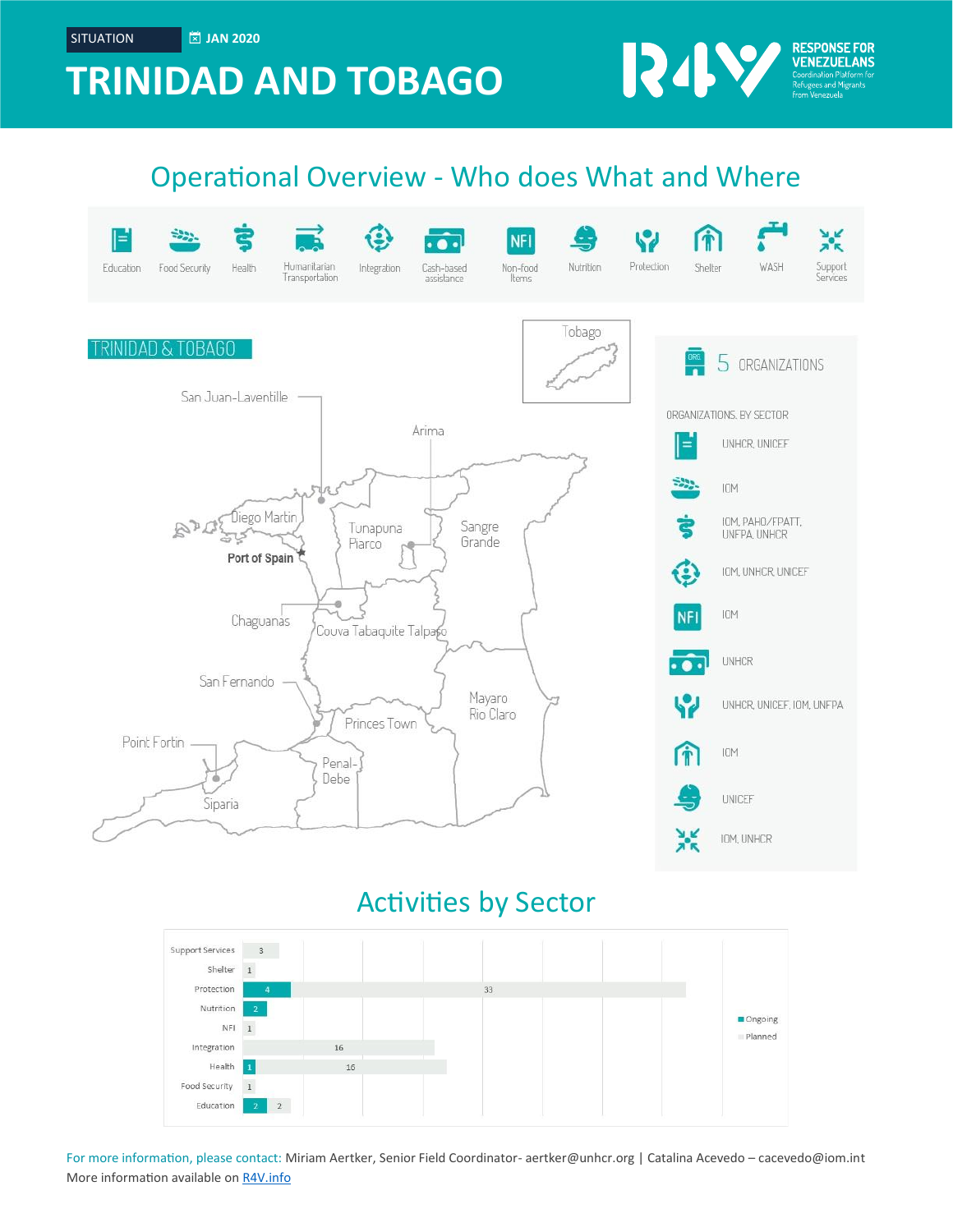SITUATION JAN 2020

# TRINIDAD AND TOBAGO

RESPONSE FOR VENEZUELANS
Coordination Platform for Refugees and Migrants from Venezuela

## Operational Overview - Who does What and Where

Education | Food Security | Health | Humanitarian Transportation | Integration | Cash-based assistance | Non-food Items | Nutrition | Protection | Shelter | WASH | Support Services

TRINIDAD & TOBAGO

Tobago

San Juan-Laventille
Arima
Diego Martin
Tunapuna Piarco
Sangre Grande
Port of Spain
Chaguanas
Couva Tabaquite Talparo
San Fernando
Mayaro Rio Claro
Princes Town
Point Fortin
Penal-Debe
Siparia

5 ORGANIZATIONS

ORGANIZATIONS BY SECTOR

| Sector | Organizations |
|---|---|
| Education | UNHCR, UNICEF |
| Food Security | IOM |
| Health | IOM, PAHO/FPATT, UNFPA, UNHCR |
| Integration | IOM, UNHCR, UNICEF |
| NFI | IOM |
| Cash-based assistance | UNHCR |
| Protection | UNHCR, UNICEF, IOM, UNFPA |
| Shelter | IOM |
| Nutrition | UNICEF |
| Support Services | IOM, UNHCR |

## Activities by Sector

Support Services 3
Shelter 1
Protection 4 33
Nutrition 2
NFI 1
Integration 16
Health 1 16
Food Security 1
Education 2 2

Ongoing
Planned

For more information, please contact: Miriam Aertker, Senior Field Coordinator- aertker@unhcr.org | Catalina Acevedo – cacevedo@iom.int
More information available on R4V.info